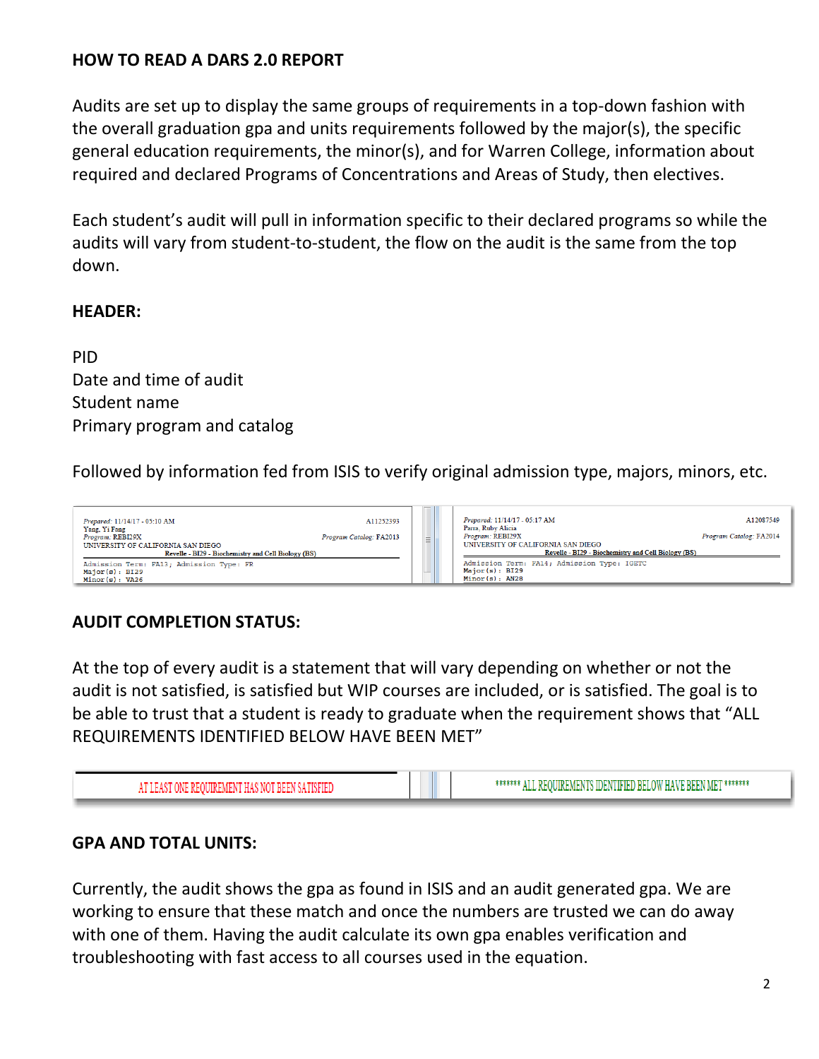## HOW TO READ A DARS 2.0 REPORT

Audits are set up to display the same groups of requirements in a top-down fashion with the overall graduation gpa and units requirements followed by the major(s), the specific general education requirements, the minor(s), and for Warren College, information about required and declared Programs of Concentrations and Areas of Study, then electives.

Each student's audit will pull in information specific to their declared programs so while the audits will vary from student-to-student, the flow on the audit is the same from the top down.

### HEADER:

PID
Date and time of audit
Student name
Primary program and catalog

Followed by information fed from ISIS to verify original admission type, majors, minors, etc.

```
Prepared: 11/14/17 - 05:10 AM                                  A11252393
Yang, Yi Fang
Program: REBI29X                              Program Catalog: FA2013
UNIVERSITY OF CALIFORNIA SAN DIEGO
        Revelle - BI29 - Biochemistry and Cell Biology (BS)
Admission Term: FA13; Admission Type: FR
Major(s): BI29
Minor(s): VA26
```

```
Prepared: 11/14/17 - 05:17 AM                                  A12087549
Parra, Ruby Alicia
Program: REBI29X                              Program Catalog: FA2014
UNIVERSITY OF CALIFORNIA SAN DIEGO
        Revelle - BI29 - Biochemistry and Cell Biology (BS)
Admission Term: FA14; Admission Type: IGETC
Major(s): BI29
Minor(s): AN28
```

### AUDIT COMPLETION STATUS:

At the top of every audit is a statement that will vary depending on whether or not the audit is not satisfied, is satisfied but WIP courses are included, or is satisfied. The goal is to be able to trust that a student is ready to graduate when the requirement shows that "ALL REQUIREMENTS IDENTIFIED BELOW HAVE BEEN MET"

```
AT LEAST ONE REQUIREMENT HAS NOT BEEN SATISFIED
```

```
****** ALL REQUIREMENTS IDENTIFIED BELOW HAVE BEEN MET ******
```

### GPA AND TOTAL UNITS:

Currently, the audit shows the gpa as found in ISIS and an audit generated gpa. We are working to ensure that these match and once the numbers are trusted we can do away with one of them. Having the audit calculate its own gpa enables verification and troubleshooting with fast access to all courses used in the equation.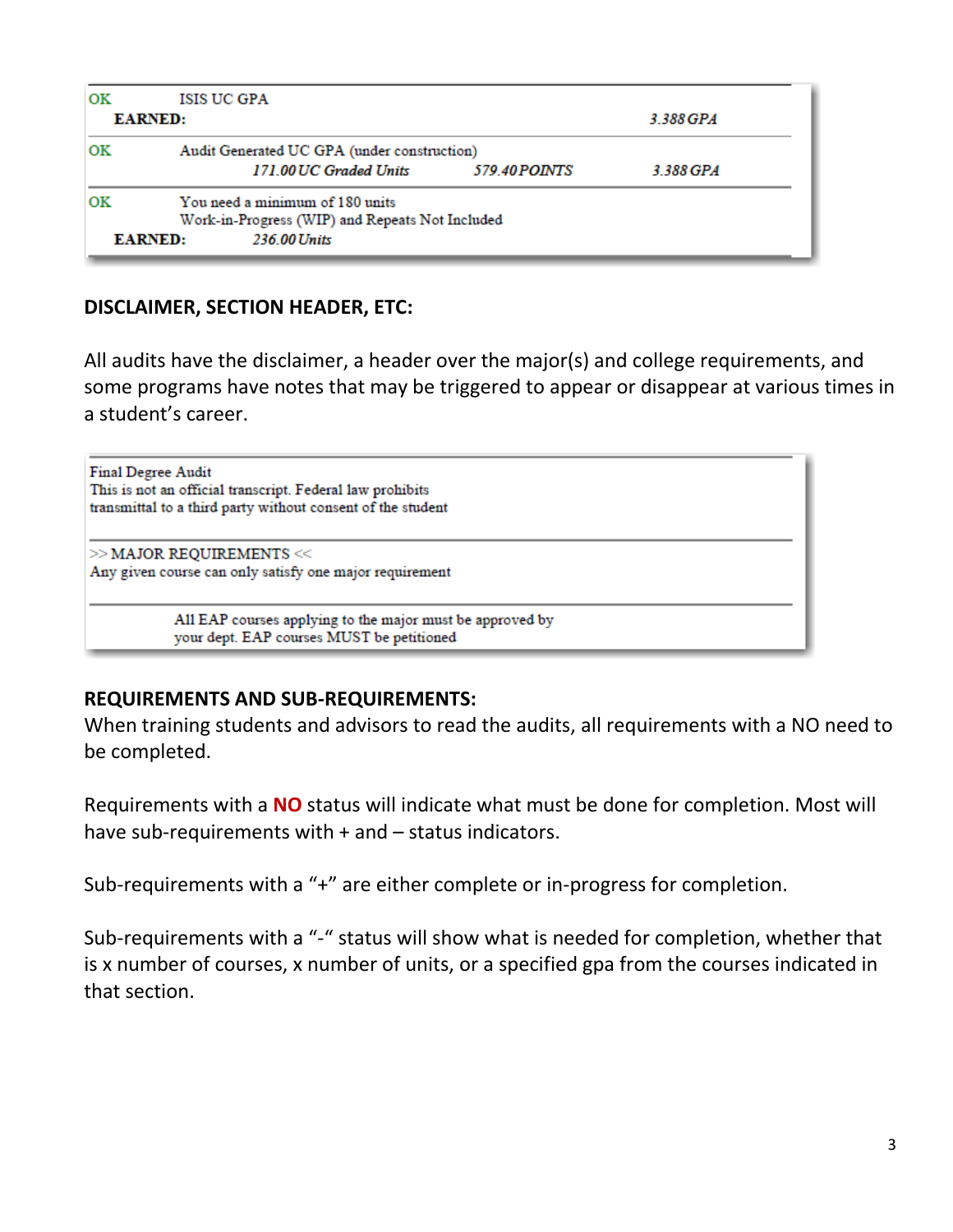| | | | | |
|---|---|---|---|---|
| OK | ISIS UC GPA | | | |
| | **EARNED:** | | | *3.388 GPA* |
| OK | Audit Generated UC GPA (under construction) | | | |
| | | *171.00 UC Graded Units* | *579.40 POINTS* | *3.388 GPA* |
| OK | You need a minimum of 180 units<br>Work-in-Progress (WIP) and Repeats Not Included | | | |
| | **EARNED:** | *236.00 Units* | | |

**DISCLAIMER, SECTION HEADER, ETC:**

All audits have the disclaimer, a header over the major(s) and college requirements, and some programs have notes that may be triggered to appear or disappear at various times in a student's career.

> Final Degree Audit
> This is not an official transcript. Federal law prohibits
> transmittal to a third party without consent of the student
>
> >> MAJOR REQUIREMENTS <<
> Any given course can only satisfy one major requirement
>
> All EAP courses applying to the major must be approved by
> your dept. EAP courses MUST be petitioned

**REQUIREMENTS AND SUB-REQUIREMENTS:**

When training students and advisors to read the audits, all requirements with a NO need to be completed.

Requirements with a **NO** status will indicate what must be done for completion. Most will have sub-requirements with + and – status indicators.

Sub-requirements with a "+" are either complete or in-progress for completion.

Sub-requirements with a "-" status will show what is needed for completion, whether that is x number of courses, x number of units, or a specified gpa from the courses indicated in that section.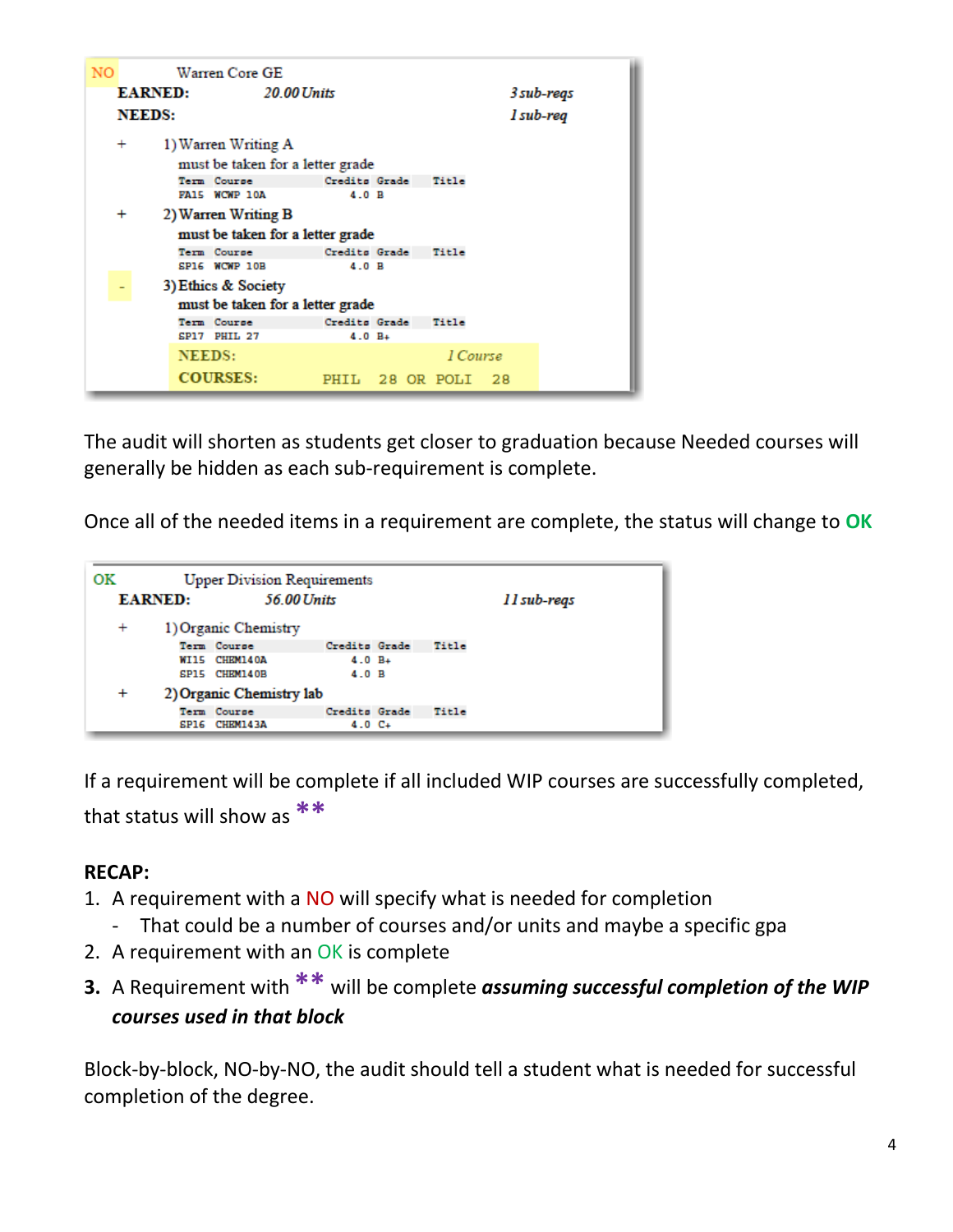| NO | Warren Core GE | | | |
|---|---|---|---|---|
| EARNED: | 20.00 Units | | | 3 sub-reqs |
| NEEDS: | | | | 1 sub-req |

\+ 1) Warren Writing A
must be taken for a letter grade

| Term | Course | Credits | Grade | Title |
|---|---|---|---|---|
| FA15 | WCWP 10A | 4.0 | B | |

\+ 2) Warren Writing B
must be taken for a letter grade

| Term | Course | Credits | Grade | Title |
|---|---|---|---|---|
| SP16 | WCWP 10B | 4.0 | B | |

\- 3) Ethics & Society
must be taken for a letter grade

| Term | Course | Credits | Grade | Title |
|---|---|---|---|---|
| SP17 | PHIL 27 | 4.0 | B+ | |

NEEDS: 1 Course
COURSES: PHIL 28 OR POLI 28

The audit will shorten as students get closer to graduation because Needed courses will generally be hidden as each sub-requirement is complete.

Once all of the needed items in a requirement are complete, the status will change to **OK**

| OK | Upper Division Requirements | | | |
|---|---|---|---|---|
| EARNED: | 56.00 Units | | | 11 sub-reqs |

\+ 1) Organic Chemistry

| Term | Course | Credits | Grade | Title |
|---|---|---|---|---|
| WI15 | CHEM140A | 4.0 | B+ | |
| SP15 | CHEM140B | 4.0 | B | |

\+ 2) Organic Chemistry lab

| Term | Course | Credits | Grade | Title |
|---|---|---|---|---|
| SP16 | CHEM143A | 4.0 | C+ | |

If a requirement will be complete if all included WIP courses are successfully completed, that status will show as **

**RECAP:**

1. A requirement with a NO will specify what is needed for completion
   - That could be a number of courses and/or units and maybe a specific gpa
2. A requirement with an OK is complete
3. A Requirement with ** will be complete ***assuming successful completion of the WIP courses used in that block***

Block-by-block, NO-by-NO, the audit should tell a student what is needed for successful completion of the degree.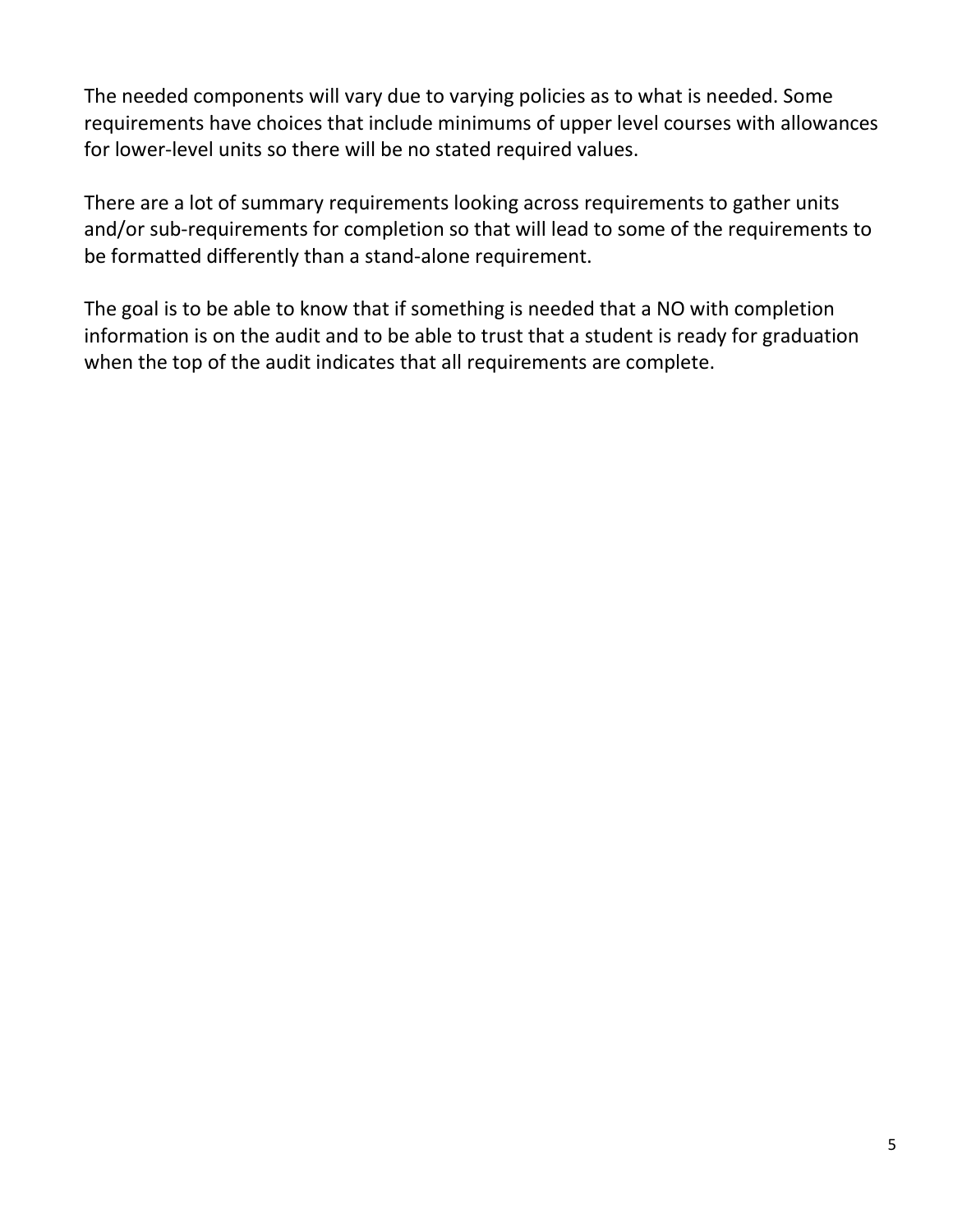The needed components will vary due to varying policies as to what is needed. Some requirements have choices that include minimums of upper level courses with allowances for lower-level units so there will be no stated required values.

There are a lot of summary requirements looking across requirements to gather units and/or sub-requirements for completion so that will lead to some of the requirements to be formatted differently than a stand-alone requirement.

The goal is to be able to know that if something is needed that a NO with completion information is on the audit and to be able to trust that a student is ready for graduation when the top of the audit indicates that all requirements are complete.